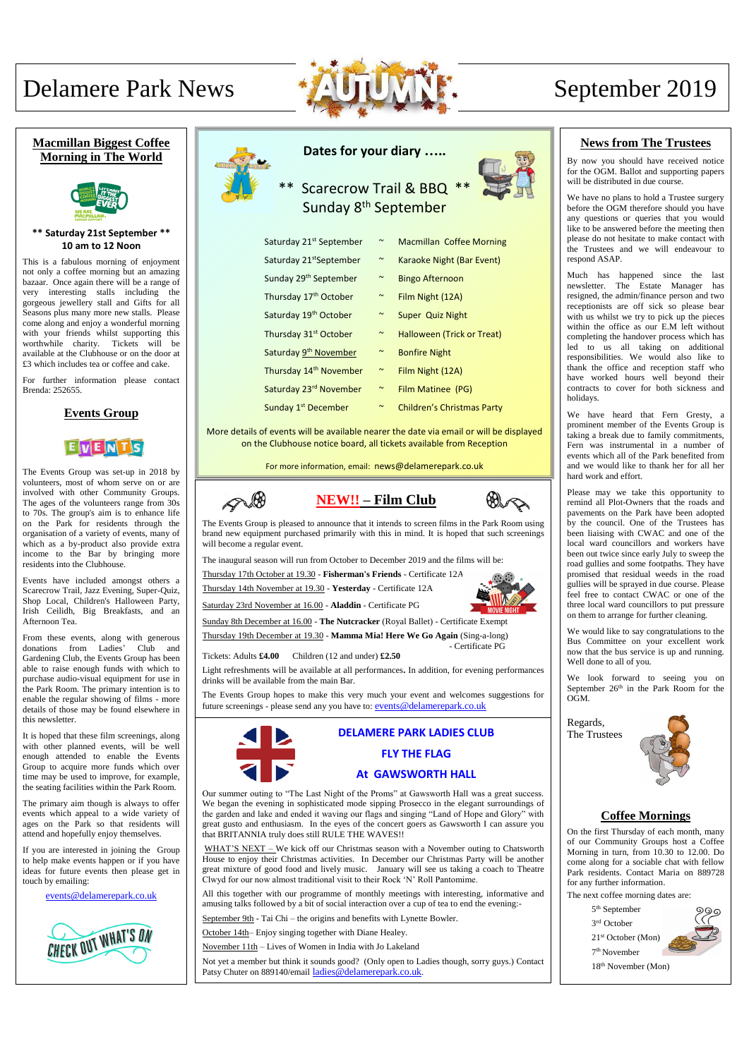# Delamere Park News

September 2019

## Macmillan Biggest Coffee Morning in The World

**\*\* Saturday 21st September \*\***
**10 am to 12 Noon**

This is a fabulous morning of enjoyment not only a coffee morning but an amazing bazaar. Once again there will be a range of very interesting stalls including the gorgeous jewellery stall and Gifts for all Seasons plus many more new stalls. Please come along and enjoy a wonderful morning with your friends whilst supporting this worthwhile charity. Tickets will be available at the Clubhouse or on the door at £3 which includes tea or coffee and cake.

For further information please contact Brenda: 252655.

## Events Group

The Events Group was set-up in 2018 by volunteers, most of whom serve on or are involved with other Community Groups. The ages of the volunteers range from 30s to 70s. The group's aim is to enhance life on the Park for residents through the organisation of a variety of events, many of which as a by-product also provide extra income to the Bar by bringing more residents into the Clubhouse.

Events have included amongst others a Scarecrow Trail, Jazz Evening, Super-Quiz, Shop Local, Children's Halloween Party, Irish Ceilidh, Big Breakfasts, and an Afternoon Tea.

From these events, along with generous donations from Ladies' Club and Gardening Club, the Events Group has been able to raise enough funds with which to purchase audio-visual equipment for use in the Park Room. The primary intention is to enable the regular showing of films - more details of those may be found elsewhere in this newsletter.

It is hoped that these film screenings, along with other planned events, will be well enough attended to enable the Events Group to acquire more funds which over time may be used to improve, for example, the seating facilities within the Park Room.

The primary aim though is always to offer events which appeal to a wide variety of ages on the Park so that residents will attend and hopefully enjoy themselves.

If you are interested in joining the Group to help make events happen or if you have ideas for future events then please get in touch by emailing:

events@delamerepark.co.uk

CHECK OUT WHAT'S ON

## Dates for your diary …..

**\*\* Scarecrow Trail & BBQ \*\***
**Sunday 8th September**

| | | |
|---|---|---|
| Saturday 21st September | ~ | Macmillan Coffee Morning |
| Saturday 21st September | ~ | Karaoke Night (Bar Event) |
| Sunday 29th September | ~ | Bingo Afternoon |
| Thursday 17th October | ~ | Film Night (12A) |
| Saturday 19th October | ~ | Super Quiz Night |
| Thursday 31st October | ~ | Halloween (Trick or Treat) |
| Saturday 9th November | ~ | Bonfire Night |
| Thursday 14th November | ~ | Film Night (12A) |
| Saturday 23rd November | ~ | Film Matinee (PG) |
| Sunday 1st December | ~ | Children's Christmas Party |

More details of events will be available nearer the date via email or will be displayed on the Clubhouse notice board, all tickets available from Reception

For more information, email: news@delamerepark.co.uk

## NEW!! – Film Club

The Events Group is pleased to announce that it intends to screen films in the Park Room using brand new equipment purchased primarily with this in mind. It is hoped that such screenings will become a regular event.

The inaugural season will run from October to December 2019 and the films will be:

- Thursday 17th October at 19.30 - **Fisherman's Friends** - Certificate 12A
- Thursday 14th November at 19.30 - **Yesterday** - Certificate 12A
- Saturday 23rd November at 16.00 - **Aladdin** - Certificate PG
- Sunday 8th December at 16.00 - **The Nutcracker** (Royal Ballet) - Certificate Exempt
- Thursday 19th December at 19.30 - **Mamma Mia! Here We Go Again** (Sing-a-long) - Certificate PG

Tickets: Adults **£4.00** Children (12 and under) **£2.50**

Light refreshments will be available at all performances**.** In addition, for evening performances drinks will be available from the main Bar.

The Events Group hopes to make this very much your event and welcomes suggestions for future screenings - please send any you have to: events@delamerepark.co.uk

## DELAMERE PARK LADIES CLUB
## FLY THE FLAG
## At GAWSWORTH HALL

Our summer outing to "The Last Night of the Proms" at Gawsworth Hall was a great success. We began the evening in sophisticated mode sipping Prosecco in the elegant surroundings of the garden and lake and ended it waving our flags and singing "Land of Hope and Glory" with great gusto and enthusiasm. In the eyes of the concert goers as Gawsworth I can assure you that BRITANNIA truly does still RULE THE WAVES!!

WHAT'S NEXT – We kick off our Christmas season with a November outing to Chatsworth House to enjoy their Christmas activities. In December our Christmas Party will be another great mixture of good food and lively music. January will see us taking a coach to Theatre Clwyd for our now almost traditional visit to their Rock 'N' Roll Pantomime.

All this together with our programme of monthly meetings with interesting, informative and amusing talks followed by a bit of social interaction over a cup of tea to end the evening:-

- September 9th - Tai Chi – the origins and benefits with Lynette Bowler.
- October 14th– Enjoy singing together with Diane Healey.
- November 11th – Lives of Women in India with Jo Lakeland

Not yet a member but think it sounds good? (Only open to Ladies though, sorry guys.) Contact Patsy Chuter on 889140/email ladies@delamerepark.co.uk.

## News from The Trustees

By now you should have received notice for the OGM. Ballot and supporting papers will be distributed in due course.

We have no plans to hold a Trustee surgery before the OGM therefore should you have any questions or queries that you would like to be answered before the meeting then please do not hesitate to make contact with the Trustees and we will endeavour to respond ASAP.

Much has happened since the last newsletter. The Estate Manager has resigned, the admin/finance person and two receptionists are off sick so please bear with us whilst we try to pick up the pieces within the office as our E.M left without completing the handover process which has led to us all taking on additional responsibilities. We would also like to thank the office and reception staff who have worked hours well beyond their contracts to cover for both sickness and holidays.

We have heard that Fern Gresty, a prominent member of the Events Group is taking a break due to family commitments, Fern was instrumental in a number of events which all of the Park benefited from and we would like to thank her for all her hard work and effort.

Please may we take this opportunity to remind all Plot-Owners that the roads and pavements on the Park have been adopted by the council. One of the Trustees has been liaising with CWAC and one of the local ward councillors and workers have been out twice since early July to sweep the road gullies and some footpaths. They have promised that residual weeds in the road gullies will be sprayed in due course. Please feel free to contact CWAC or one of the three local ward councillors to put pressure on them to arrange for further cleaning.

We would like to say congratulations to the Bus Committee on your excellent work now that the bus service is up and running. Well done to all of you.

We look forward to seeing you on September 26th in the Park Room for the OGM.

Regards,
The Trustees

## Coffee Mornings

On the first Thursday of each month, many of our Community Groups host a Coffee Morning in turn, from 10.30 to 12.00. Do come along for a sociable chat with fellow Park residents. Contact Maria on 889728 for any further information.

The next coffee morning dates are:

- 5th September
- 3rd October
- 21st October (Mon)
- 7th November
- 18th November (Mon)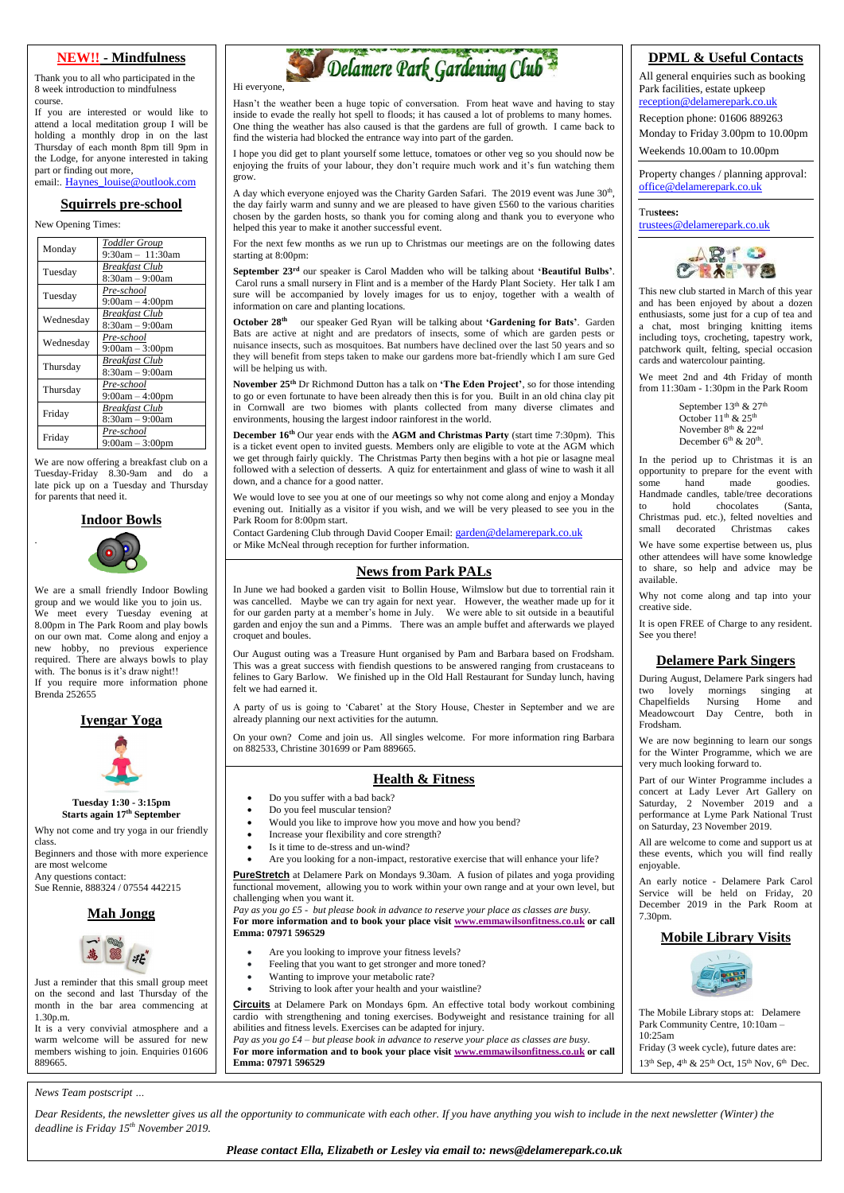## NEW!! - Mindfulness

Thank you to all who participated in the 8 week introduction to mindfulness course.

If you are interested or would like to attend a local meditation group I will be holding a monthly drop in on the last Thursday of each month 8pm till 9pm in the Lodge, for anyone interested in taking part or finding out more,

email:. Haynes_louise@outlook.com

## Squirrels pre-school

New Opening Times:

| | |
|---|---|
| Monday | *Toddler Group* 9:30am – 11:30am |
| Tuesday | *Breakfast Club* 8:30am – 9:00am |
| Tuesday | *Pre-school* 9:00am – 4:00pm |
| Wednesday | *Breakfast Club* 8:30am – 9:00am |
| Wednesday | *Pre-school* 9:00am – 3:00pm |
| Thursday | *Breakfast Club* 8:30am – 9:00am |
| Thursday | *Pre-school* 9:00am – 4:00pm |
| Friday | *Breakfast Club* 8:30am – 9:00am |
| Friday | *Pre-school* 9:00am – 3:00pm |

We are now offering a breakfast club on a Tuesday-Friday 8.30-9am and do a late pick up on a Tuesday and Thursday for parents that need it.

## Indoor Bowls

We are a small friendly Indoor Bowling group and we would like you to join us. We meet every Tuesday evening at 8.00pm in The Park Room and play bowls on our own mat. Come along and enjoy a new hobby, no previous experience required. There are always bowls to play with. The bonus is it's draw night!!

If you require more information phone Brenda 252655

## Iyengar Yoga

**Tuesday 1:30 - 3:15pm**
**Starts again 17th September**

Why not come and try yoga in our friendly class.

Beginners and those with more experience are most welcome

Any questions contact:

Sue Rennie, 888324 / 07554 442215

## Mah Jongg

Just a reminder that this small group meet on the second and last Thursday of the month in the bar area commencing at 1.30p.m.

It is a very convivial atmosphere and a warm welcome will be assured for new members wishing to join. Enquiries 01606 889665.

## Delamere Park Gardening Club

Hi everyone,

Hasn't the weather been a huge topic of conversation. From heat wave and having to stay inside to evade the really hot spell to floods; it has caused a lot of problems to many homes. One thing the weather has also caused is that the gardens are full of growth. I came back to find the wisteria had blocked the entrance way into part of the garden.

I hope you did get to plant yourself some lettuce, tomatoes or other veg so you should now be enjoying the fruits of your labour, they don't require much work and it's fun watching them grow.

A day which everyone enjoyed was the Charity Garden Safari. The 2019 event was June 30th, the day fairly warm and sunny and we are pleased to have given £560 to the various charities chosen by the garden hosts, so thank you for coming along and thank you to everyone who helped this year to make it another successful event.

For the next few months as we run up to Christmas our meetings are on the following dates starting at 8:00pm:

**September 23rd** our speaker is Carol Madden who will be talking about **'Beautiful Bulbs'**. Carol runs a small nursery in Flint and is a member of the Hardy Plant Society. Her talk I am sure will be accompanied by lovely images for us to enjoy, together with a wealth of information on care and planting locations.

**October 28th** our speaker Ged Ryan will be talking about **'Gardening for Bats'**. Garden Bats are active at night and are predators of insects, some of which are garden pests or nuisance insects, such as mosquitoes. Bat numbers have declined over the last 50 years and so they will benefit from steps taken to make our gardens more bat-friendly which I am sure Ged will be helping us with.

**November 25th** Dr Richmond Dutton has a talk on **'The Eden Project'**, so for those intending to go or even fortunate to have been already then this is for you. Built in an old china clay pit in Cornwall are two biomes with plants collected from many diverse climates and environments, housing the largest indoor rainforest in the world.

**December 16th** Our year ends with the **AGM and Christmas Party** (start time 7:30pm). This is a ticket event open to invited guests. Members only are eligible to vote at the AGM which we get through fairly quickly. The Christmas Party then begins with a hot pie or lasagne meal followed with a selection of desserts. A quiz for entertainment and glass of wine to wash it all down, and a chance for a good natter.

We would love to see you at one of our meetings so why not come along and enjoy a Monday evening out. Initially as a visitor if you wish, and we will be very pleased to see you in the Park Room for 8:00pm start.

Contact Gardening Club through David Cooper Email: garden@delamerepark.co.uk
or Mike McNeal through reception for further information.

## News from Park PALs

In June we had booked a garden visit to Bollin House, Wilmslow but due to torrential rain it was cancelled. Maybe we can try again for next year. However, the weather made up for it for our garden party at a member's home in July. We were able to sit outside in a beautiful garden and enjoy the sun and a Pimms. There was an ample buffet and afterwards we played croquet and boules.

Our August outing was a Treasure Hunt organised by Pam and Barbara based on Frodsham. This was a great success with fiendish questions to be answered ranging from crustaceans to felines to Gary Barlow. We finished up in the Old Hall Restaurant for Sunday lunch, having felt we had earned it.

A party of us is going to 'Cabaret' at the Story House, Chester in September and we are already planning our next activities for the autumn.

On your own? Come and join us. All singles welcome. For more information ring Barbara on 882533, Christine 301699 or Pam 889665.

## Health & Fitness

- Do you suffer with a bad back?
- Do you feel muscular tension?
- Would you like to improve how you move and how you bend?
- Increase your flexibility and core strength?
- Is it time to de-stress and un-wind?
- Are you looking for a non-impact, restorative exercise that will enhance your life?

**PureStretch** at Delamere Park on Mondays 9.30am. A fusion of pilates and yoga providing functional movement, allowing you to work within your own range and at your own level, but challenging when you want it.

*Pay as you go £5 - but please book in advance to reserve your place as classes are busy.*
**For more information and to book your place visit www.emmawilsonfitness.co.uk or call Emma: 07971 596529**

- Are you looking to improve your fitness levels?
- Feeling that you want to get stronger and more toned?
- Wanting to improve your metabolic rate?
- Striving to look after your health and your waistline?

**Circuits** at Delamere Park on Mondays 6pm. An effective total body workout combining cardio with strengthening and toning exercises. Bodyweight and resistance training for all abilities and fitness levels. Exercises can be adapted for injury.

*Pay as you go £4 – but please book in advance to reserve your place as classes are busy.*
**For more information and to book your place visit www.emmawilsonfitness.co.uk or call Emma: 07971 596529**

## DPML & Useful Contacts

All general enquiries such as booking Park facilities, estate upkeep
reception@delamerepark.co.uk

Reception phone: 01606 889263

Monday to Friday 3.00pm to 10.00pm

Weekends 10.00am to 10.00pm

Property changes / planning approval:
office@delamerepark.co.uk

**Trustees:**
trustees@delamerepark.co.uk

## ARTS & CRAFTS

This new club started in March of this year and has been enjoyed by about a dozen enthusiasts, some just for a cup of tea and a chat, most bringing knitting items including toys, crocheting, tapestry work, patchwork quilt, felting, special occasion cards and watercolour painting.

We meet 2nd and 4th Friday of month from 11:30am - 1:30pm in the Park Room

September 13th & 27th
October 11th & 25th
November 8th & 22nd
December 6th & 20th.

In the period up to Christmas it is an opportunity to prepare for the event with some hand made goodies. Handmade candles, table/tree decorations to hold chocolates (Santa, Christmas pud. etc.), felted novelties and small decorated Christmas cakes

We have some expertise between us, plus other attendees will have some knowledge to share, so help and advice may be available.

Why not come along and tap into your creative side.

It is open FREE of Charge to any resident. See you there!

## Delamere Park Singers

During August, Delamere Park singers had two lovely mornings singing at Chapelfields Nursing Home and Meadowcourt Day Centre, both in Frodsham.

We are now beginning to learn our songs for the Winter Programme, which we are very much looking forward to.

Part of our Winter Programme includes a concert at Lady Lever Art Gallery on Saturday, 2 November 2019 and a performance at Lyme Park National Trust on Saturday, 23 November 2019.

All are welcome to come and support us at these events, which you will find really enjoyable.

An early notice - Delamere Park Carol Service will be held on Friday, 20 December 2019 in the Park Room at 7.30pm.

## Mobile Library Visits

The Mobile Library stops at: Delamere Park Community Centre, 10:10am – 10:25am

Friday (3 week cycle), future dates are:

13th Sep, 4th & 25th Oct, 15th Nov, 6th Dec.

*News Team postscript …*

*Dear Residents, the newsletter gives us all the opportunity to communicate with each other. If you have anything you wish to include in the next newsletter (Winter) the deadline is Friday 15th November 2019.*

***Please contact Ella, Elizabeth or Lesley via email to: news@delamerepark.co.uk***